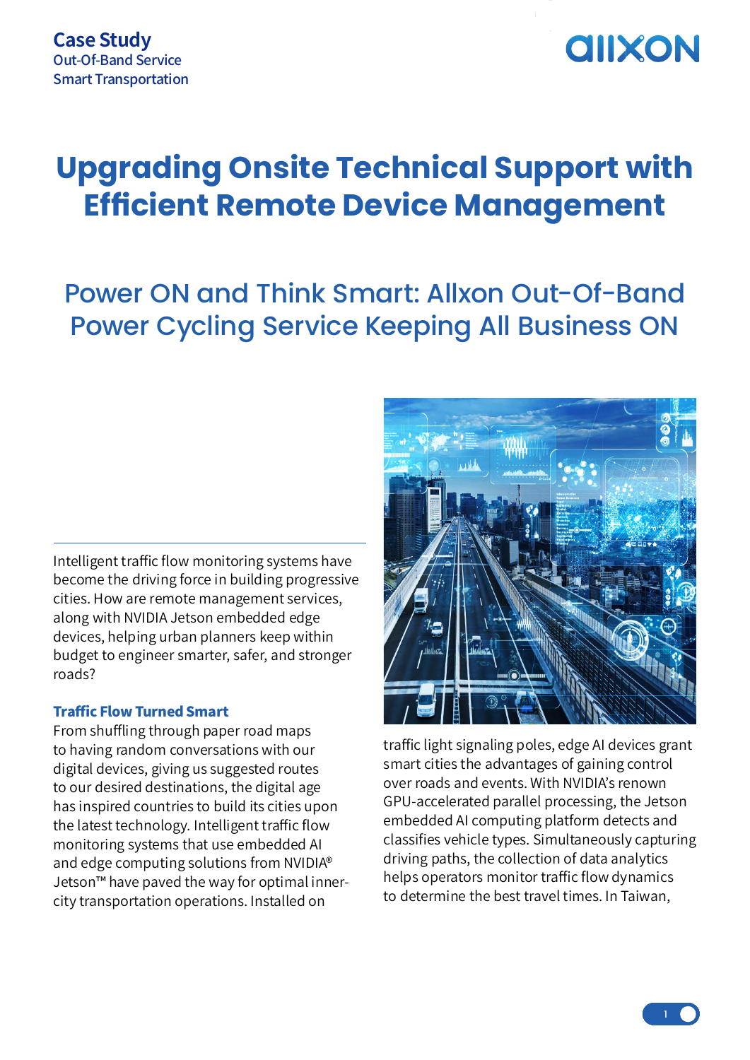Case Study
Out-Of-Band Service
Smart Transportation

# Upgrading Onsite Technical Support with Efficient Remote Device Management

## Power ON and Think Smart: Allxon Out-Of-Band Power Cycling Service Keeping All Business ON

Intelligent traffic flow monitoring systems have become the driving force in building progressive cities. How are remote management services, along with NVIDIA Jetson embedded edge devices, helping urban planners keep within budget to engineer smarter, safer, and stronger roads?

### Traffic Flow Turned Smart

From shuffling through paper road maps to having random conversations with our digital devices, giving us suggested routes to our desired destinations, the digital age has inspired countries to build its cities upon the latest technology. Intelligent traffic flow monitoring systems that use embedded AI and edge computing solutions from NVIDIA® Jetson™ have paved the way for optimal inner-city transportation operations. Installed on traffic light signaling poles, edge AI devices grant smart cities the advantages of gaining control over roads and events. With NVIDIA's renown GPU-accelerated parallel processing, the Jetson embedded AI computing platform detects and classifies vehicle types. Simultaneously capturing driving paths, the collection of data analytics helps operators monitor traffic flow dynamics to determine the best travel times. In Taiwan,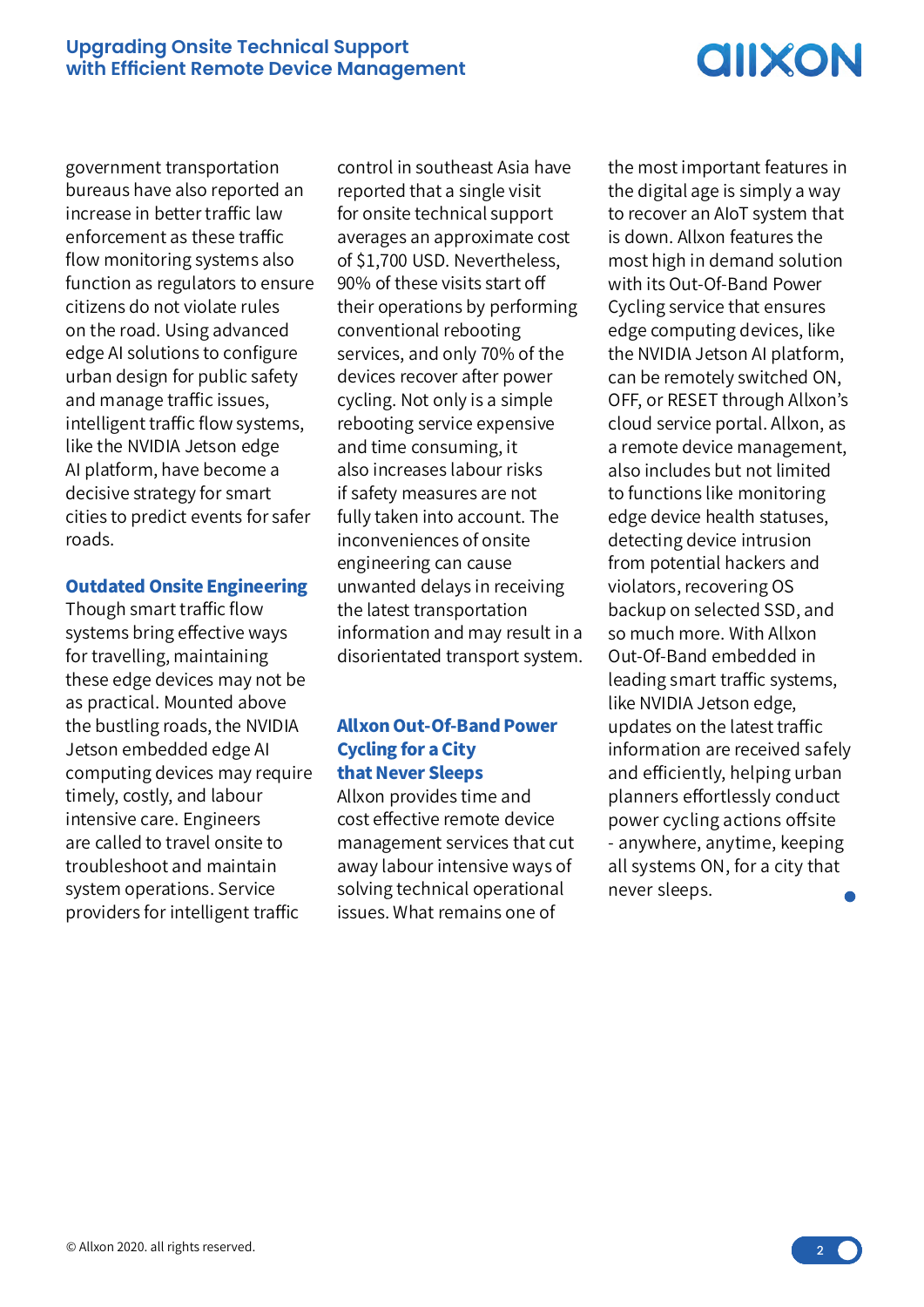government transportation bureaus have also reported an increase in better traffic law enforcement as these traffic flow monitoring systems also function as regulators to ensure citizens do not violate rules on the road. Using advanced edge AI solutions to configure urban design for public safety and manage traffic issues, intelligent traffic flow systems, like the NVIDIA Jetson edge AI platform, have become a decisive strategy for smart cities to predict events for safer roads.

## Outdated Onsite Engineering

Though smart traffic flow systems bring effective ways for travelling, maintaining these edge devices may not be as practical. Mounted above the bustling roads, the NVIDIA Jetson embedded edge AI computing devices may require timely, costly, and labour intensive care. Engineers are called to travel onsite to troubleshoot and maintain system operations. Service providers for intelligent traffic control in southeast Asia have reported that a single visit for onsite technical support averages an approximate cost of $1,700 USD. Nevertheless, 90% of these visits start off their operations by performing conventional rebooting services, and only 70% of the devices recover after power cycling. Not only is a simple rebooting service expensive and time consuming, it also increases labour risks if safety measures are not fully taken into account. The inconveniences of onsite engineering can cause unwanted delays in receiving the latest transportation information and may result in a disorientated transport system.

## Allxon Out-Of-Band Power Cycling for a City that Never Sleeps

Allxon provides time and cost effective remote device management services that cut away labour intensive ways of solving technical operational issues. What remains one of the most important features in the digital age is simply a way to recover an AIoT system that is down. Allxon features the most high in demand solution with its Out-Of-Band Power Cycling service that ensures edge computing devices, like the NVIDIA Jetson AI platform, can be remotely switched ON, OFF, or RESET through Allxon's cloud service portal. Allxon, as a remote device management, also includes but not limited to functions like monitoring edge device health statuses, detecting device intrusion from potential hackers and violators, recovering OS backup on selected SSD, and so much more. With Allxon Out-Of-Band embedded in leading smart traffic systems, like NVIDIA Jetson edge, updates on the latest traffic information are received safely and efficiently, helping urban planners effortlessly conduct power cycling actions offsite - anywhere, anytime, keeping all systems ON, for a city that never sleeps.

© Allxon 2020. all rights reserved.